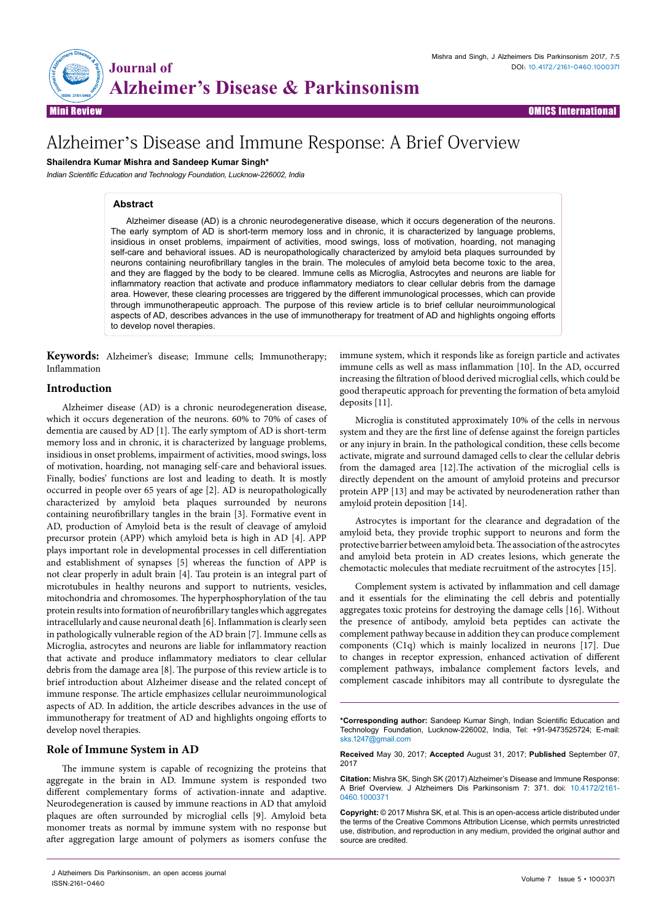# Alzheimer's Disease and Immune Response: A Brief Overview

**Shailendra Kumar Mishra and Sandeep Kumar Singh***

*Indian Scientific Education and Technology Foundation, Lucknow-226002, India*

## Abstract

Alzheimer disease (AD) is a chronic neurodegenerative disease, which it occurs degeneration of the neurons. The early symptom of AD is short-term memory loss and in chronic, it is characterized by language problems, insidious in onset problems, impairment of activities, mood swings, loss of motivation, hoarding, not managing self-care and behavioral issues. AD is neuropathologically characterized by amyloid beta plaques surrounded by neurons containing neurofibrillary tangles in the brain. The molecules of amyloid beta become toxic to the area, and they are flagged by the body to be cleared. Immune cells as Microglia, Astrocytes and neurons are liable for inflammatory reaction that activate and produce inflammatory mediators to clear cellular debris from the damage area. However, these clearing processes are triggered by the different immunological processes, which can provide through immunotherapeutic approach. The purpose of this review article is to brief cellular neuroimmunological aspects of AD, describes advances in the use of immunotherapy for treatment of AD and highlights ongoing efforts to develop novel therapies.

**Keywords:** Alzheimer's disease; Immune cells; Immunotherapy; Inflammation

## Introduction

Alzheimer disease (AD) is a chronic neurodegeneration disease, which it occurs degeneration of the neurons. 60% to 70% of cases of dementia are caused by AD [1]. The early symptom of AD is short-term memory loss and in chronic, it is characterized by language problems, insidious in onset problems, impairment of activities, mood swings, loss of motivation, hoarding, not managing self-care and behavioral issues. Finally, bodies' functions are lost and leading to death. It is mostly occurred in people over 65 years of age [2]. AD is neuropathologically characterized by amyloid beta plaques surrounded by neurons containing neurofibrillary tangles in the brain [3]. Formative event in AD, production of Amyloid beta is the result of cleavage of amyloid precursor protein (APP) which amyloid beta is high in AD [4]. APP plays important role in developmental processes in cell differentiation and establishment of synapses [5] whereas the function of APP is not clear properly in adult brain [4]. Tau protein is an integral part of microtubules in healthy neurons and support to nutrients, vesicles, mitochondria and chromosomes. The hyperphosphorylation of the tau protein results into formation of neurofibrillary tangles which aggregates intracellularly and cause neuronal death [6]. Inflammation is clearly seen in pathologically vulnerable region of the AD brain [7]. Immune cells as Microglia, astrocytes and neurons are liable for inflammatory reaction that activate and produce inflammatory mediators to clear cellular debris from the damage area [8]. The purpose of this review article is to brief introduction about Alzheimer disease and the related concept of immune response. The article emphasizes cellular neuroimmunological aspects of AD. In addition, the article describes advances in the use of immunotherapy for treatment of AD and highlights ongoing efforts to develop novel therapies.

## Role of Immune System in AD

The immune system is capable of recognizing the proteins that aggregate in the brain in AD. Immune system is responded two different complementary forms of activation-innate and adaptive. Neurodegeneration is caused by immune reactions in AD that amyloid plaques are often surrounded by microglial cells [9]. Amyloid beta monomer treats as normal by immune system with no response but after aggregation large amount of polymers as isomers confuse the immune system, which it responds like as foreign particle and activates immune cells as well as mass inflammation [10]. In the AD, occurred increasing the filtration of blood derived microglial cells, which could be good therapeutic approach for preventing the formation of beta amyloid deposits [11].

Microglia is constituted approximately 10% of the cells in nervous system and they are the first line of defense against the foreign particles or any injury in brain. In the pathological condition, these cells become activate, migrate and surround damaged cells to clear the cellular debris from the damaged area [12].The activation of the microglial cells is directly dependent on the amount of amyloid proteins and precursor protein APP [13] and may be activated by neurodeneration rather than amyloid protein deposition [14].

Astrocytes is important for the clearance and degradation of the amyloid beta, they provide trophic support to neurons and form the protective barrier between amyloid beta. The association of the astrocytes and amyloid beta protein in AD creates lesions, which generate the chemotactic molecules that mediate recruitment of the astrocytes [15].

Complement system is activated by inflammation and cell damage and it essentials for the eliminating the cell debris and potentially aggregates toxic proteins for destroying the damage cells [16]. Without the presence of antibody, amyloid beta peptides can activate the complement pathway because in addition they can produce complement components (C1q) which is mainly localized in neurons [17]. Due to changes in receptor expression, enhanced activation of different complement pathways, imbalance complement factors levels, and complement cascade inhibitors may all contribute to dysregulate the

---

***Corresponding author:** Sandeep Kumar Singh, Indian Scientific Education and Technology Foundation, Lucknow-226002, India, Tel: +91-9473525724; E-mail: sks.1247@gmail.com

**Received** May 30, 2017; **Accepted** August 31, 2017; **Published** September 07, 2017

**Citation:** Mishra SK, Singh SK (2017) Alzheimer's Disease and Immune Response: A Brief Overview. J Alzheimers Dis Parkinsonism 7: 371. doi: 10.4172/2161-0460.1000371

**Copyright:** © 2017 Mishra SK, et al. This is an open-access article distributed under the terms of the Creative Commons Attribution License, which permits unrestricted use, distribution, and reproduction in any medium, provided the original author and source are credited.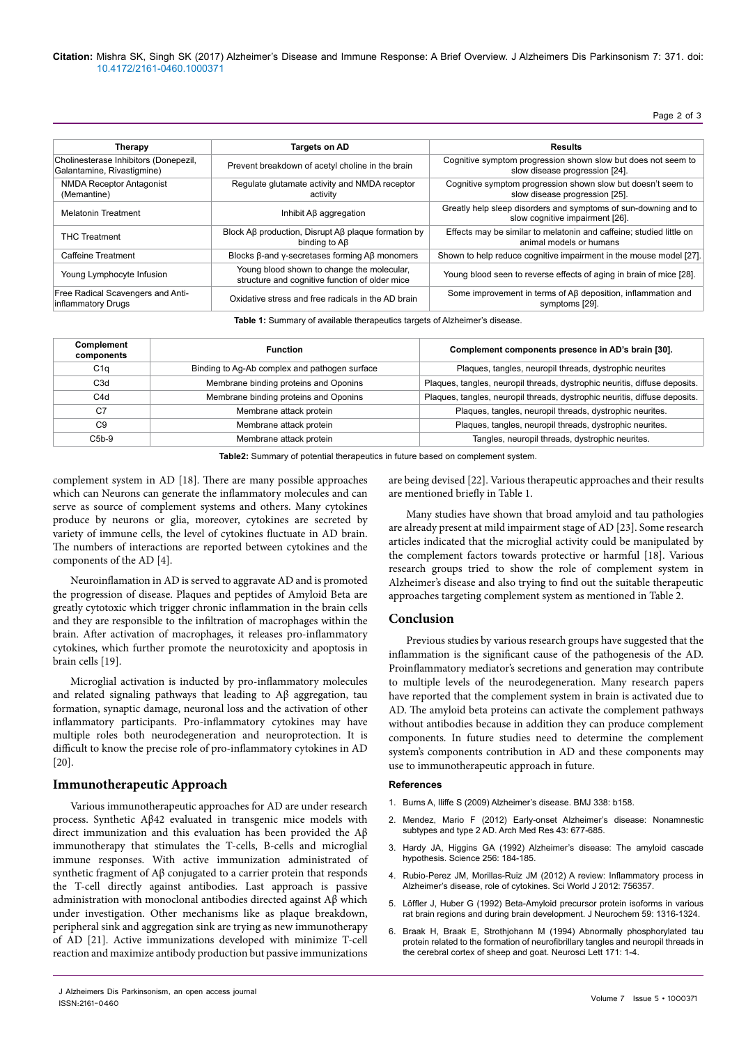| Therapy | Targets on AD | Results |
|---|---|---|
| Cholinesterase Inhibitors (Donepezil, Galantamine, Rivastigmine) | Prevent breakdown of acetyl choline in the brain | Cognitive symptom progression shown slow but does not seem to slow disease progression [24]. |
| NMDA Receptor Antagonist (Memantine) | Regulate glutamate activity and NMDA receptor activity | Cognitive symptom progression shown slow but doesn't seem to slow disease progression [25]. |
| Melatonin Treatment | Inhibit Aβ aggregation | Greatly help sleep disorders and symptoms of sun-downing and to slow cognitive impairment [26]. |
| THC Treatment | Block Aβ production, Disrupt Aβ plaque formation by binding to Aβ | Effects may be similar to melatonin and caffeine; studied little on animal models or humans |
| Caffeine Treatment | Blocks β-and γ-secretases forming Aβ monomers | Shown to help reduce cognitive impairment in the mouse model [27]. |
| Young Lymphocyte Infusion | Young blood shown to change the molecular, structure and cognitive function of older mice | Young blood seen to reverse effects of aging in brain of mice [28]. |
| Free Radical Scavengers and Anti-inflammatory Drugs | Oxidative stress and free radicals in the AD brain | Some improvement in terms of Aβ deposition, inflammation and symptoms [29]. |

**Table 1:** Summary of available therapeutics targets of Alzheimer's disease.

| Complement components | Function | Complement components presence in AD's brain [30]. |
|---|---|---|
| C1q | Binding to Ag-Ab complex and pathogen surface | Plaques, tangles, neuropil threads, dystrophic neurites |
| C3d | Membrane binding proteins and Oponins | Plaques, tangles, neuropil threads, dystrophic neuritis, diffuse deposits. |
| C4d | Membrane binding proteins and Oponins | Plaques, tangles, neuropil threads, dystrophic neuritis, diffuse deposits. |
| C7 | Membrane attack protein | Plaques, tangles, neuropil threads, dystrophic neurites. |
| C9 | Membrane attack protein | Plaques, tangles, neuropil threads, dystrophic neurites. |
| C5b-9 | Membrane attack protein | Tangles, neuropil threads, dystrophic neurites. |

**Table2:** Summary of potential therapeutics in future based on complement system.

complement system in AD [18]. There are many possible approaches which can Neurons can generate the inflammatory molecules and can serve as source of complement systems and others. Many cytokines produce by neurons or glia, moreover, cytokines are secreted by variety of immune cells, the level of cytokines fluctuate in AD brain. The numbers of interactions are reported between cytokines and the components of the AD [4].

Neuroinflamation in AD is served to aggravate AD and is promoted the progression of disease. Plaques and peptides of Amyloid Beta are greatly cytotoxic which trigger chronic inflammation in the brain cells and they are responsible to the infiltration of macrophages within the brain. After activation of macrophages, it releases pro-inflammatory cytokines, which further promote the neurotoxicity and apoptosis in brain cells [19].

Microglial activation is inducted by pro-inflammatory molecules and related signaling pathways that leading to Aβ aggregation, tau formation, synaptic damage, neuronal loss and the activation of other inflammatory participants. Pro-inflammatory cytokines may have multiple roles both neurodegeneration and neuroprotection. It is difficult to know the precise role of pro-inflammatory cytokines in AD [20].

## Immunotherapeutic Approach

Various immunotherapeutic approaches for AD are under research process. Synthetic Aβ42 evaluated in transgenic mice models with direct immunization and this evaluation has been provided the Aβ immunotherapy that stimulates the T-cells, B-cells and microglial immune responses. With active immunization administrated of synthetic fragment of Aβ conjugated to a carrier protein that responds the T-cell directly against antibodies. Last approach is passive administration with monoclonal antibodies directed against Aβ which under investigation. Other mechanisms like as plaque breakdown, peripheral sink and aggregation sink are trying as new immunotherapy of AD [21]. Active immunizations developed with minimize T-cell reaction and maximize antibody production but passive immunizations are being devised [22]. Various therapeutic approaches and their results are mentioned briefly in Table 1.

Many studies have shown that broad amyloid and tau pathologies are already present at mild impairment stage of AD [23]. Some research articles indicated that the microglial activity could be manipulated by the complement factors towards protective or harmful [18]. Various research groups tried to show the role of complement system in Alzheimer's disease and also trying to find out the suitable therapeutic approaches targeting complement system as mentioned in Table 2.

## Conclusion

Previous studies by various research groups have suggested that the inflammation is the significant cause of the pathogenesis of the AD. Proinflammatory mediator's secretions and generation may contribute to multiple levels of the neurodegeneration. Many research papers have reported that the complement system in brain is activated due to AD. The amyloid beta proteins can activate the complement pathways without antibodies because in addition they can produce complement components. In future studies need to determine the complement system's components contribution in AD and these components may use to immunotherapeutic approach in future.

### References

1. Burns A, Iliffe S (2009) Alzheimer's disease. BMJ 338: b158.
2. Mendez, Mario F (2012) Early-onset Alzheimer's disease: Nonamnestic subtypes and type 2 AD. Arch Med Res 43: 677-685.
3. Hardy JA, Higgins GA (1992) Alzheimer's disease: The amyloid cascade hypothesis. Science 256: 184-185.
4. Rubio-Perez JM, Morillas-Ruiz JM (2012) A review: Inflammatory process in Alzheimer's disease, role of cytokines. Sci World J 2012: 756357.
5. Löffler J, Huber G (1992) Beta-Amyloid precursor protein isoforms in various rat brain regions and during brain development. J Neurochem 59: 1316-1324.
6. Braak H, Braak E, Strothjohann M (1994) Abnormally phosphorylated tau protein related to the formation of neurofibrillary tangles and neuropil threads in the cerebral cortex of sheep and goat. Neurosci Lett 171: 1-4.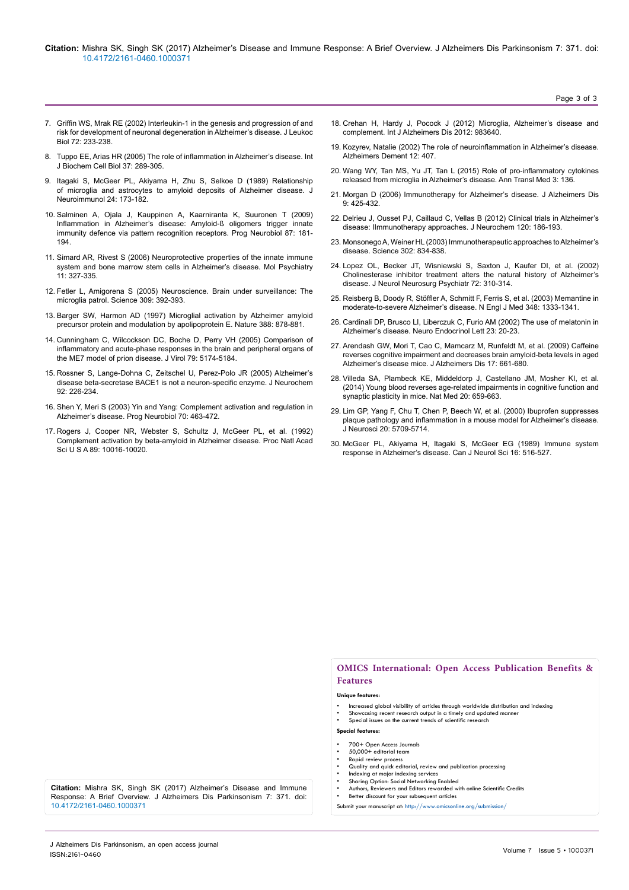7. Griffin WS, Mrak RE (2002) Interleukin-1 in the genesis and progression of and risk for development of neuronal degeneration in Alzheimer's disease. J Leukoc Biol 72: 233-238.

8. Tuppo EE, Arias HR (2005) The role of inflammation in Alzheimer's disease. Int J Biochem Cell Biol 37: 289-305.

9. Itagaki S, McGeer PL, Akiyama H, Zhu S, Selkoe D (1989) Relationship of microglia and astrocytes to amyloid deposits of Alzheimer disease. J Neuroimmunol 24: 173-182.

10. Salminen A, Ojala J, Kauppinen A, Kaarniranta K, Suuronen T (2009) Inflammation in Alzheimer's disease: Amyloid-ß oligomers trigger innate immunity defence via pattern recognition receptors. Prog Neurobiol 87: 181-194.

11. Simard AR, Rivest S (2006) Neuroprotective properties of the innate immune system and bone marrow stem cells in Alzheimer's disease. Mol Psychiatry 11: 327-335.

12. Fetler L, Amigorena S (2005) Neuroscience. Brain under surveillance: The microglia patrol. Science 309: 392-393.

13. Barger SW, Harmon AD (1997) Microglial activation by Alzheimer amyloid precursor protein and modulation by apolipoprotein E. Nature 388: 878-881.

14. Cunningham C, Wilcockson DC, Boche D, Perry VH (2005) Comparison of inflammatory and acute-phase responses in the brain and peripheral organs of the ME7 model of prion disease. J Virol 79: 5174-5184.

15. Rossner S, Lange-Dohna C, Zeitschel U, Perez-Polo JR (2005) Alzheimer's disease beta-secretase BACE1 is not a neuron-specific enzyme. J Neurochem 92: 226-234.

16. Shen Y, Meri S (2003) Yin and Yang: Complement activation and regulation in Alzheimer's disease. Prog Neurobiol 70: 463-472.

17. Rogers J, Cooper NR, Webster S, Schultz J, McGeer PL, et al. (1992) Complement activation by beta-amyloid in Alzheimer disease. Proc Natl Acad Sci U S A 89: 10016-10020.

18. Crehan H, Hardy J, Pocock J (2012) Microglia, Alzheimer's disease and complement. Int J Alzheimers Dis 2012: 983640.

19. Kozyrev, Natalie (2002) The role of neuroinflammation in Alzheimer's disease. Alzheimers Dement 12: 407.

20. Wang WY, Tan MS, Yu JT, Tan L (2015) Role of pro-inflammatory cytokines released from microglia in Alzheimer's disease. Ann Transl Med 3: 136.

21. Morgan D (2006) Immunotherapy for Alzheimer's disease. J Alzheimers Dis 9: 425-432.

22. Delrieu J, Ousset PJ, Caillaud C, Vellas B (2012) Clinical trials in Alzheimer's disease: IImmunotherapy approaches. J Neurochem 120: 186-193.

23. Monsonego A, Weiner HL (2003) Immunotherapeutic approaches to Alzheimer's disease. Science 302: 834-838.

24. Lopez OL, Becker JT, Wisniewski S, Saxton J, Kaufer DI, et al. (2002) Cholinesterase inhibitor treatment alters the natural history of Alzheimer's disease. J Neurol Neurosurg Psychiatr 72: 310-314.

25. Reisberg B, Doody R, Stöffler A, Schmitt F, Ferris S, et al. (2003) Memantine in moderate-to-severe Alzheimer's disease. N Engl J Med 348: 1333-1341.

26. Cardinali DP, Brusco LI, Liberczuk C, Furio AM (2002) The use of melatonin in Alzheimer's disease. Neuro Endocrinol Lett 23: 20-23.

27. Arendash GW, Mori T, Cao C, Mamcarz M, Runfeldt M, et al. (2009) Caffeine reverses cognitive impairment and decreases brain amyloid-beta levels in aged Alzheimer's disease mice. J Alzheimers Dis 17: 661-680.

28. Villeda SA, Plambeck KE, Middeldorp J, Castellano JM, Mosher KI, et al. (2014) Young blood reverses age-related impairments in cognitive function and synaptic plasticity in mice. Nat Med 20: 659-663.

29. Lim GP, Yang F, Chu T, Chen P, Beech W, et al. (2000) Ibuprofen suppresses plaque pathology and inflammation in a mouse model for Alzheimer's disease. J Neurosci 20: 5709-5714.

30. McGeer PL, Akiyama H, Itagaki S, McGeer EG (1989) Immune system response in Alzheimer's disease. Can J Neurol Sci 16: 516-527.

**Citation:** Mishra SK, Singh SK (2017) Alzheimer's Disease and Immune Response: A Brief Overview. J Alzheimers Dis Parkinsonism 7: 371. doi: 10.4172/2161-0460.1000371

## OMICS International: Open Access Publication Benefits & Features

**Unique features:**

- Increased global visibility of articles through worldwide distribution and indexing
- Showcasing recent research output in a timely and updated manner
- Special issues on the current trends of scientific research

**Special features:**

- 700+ Open Access Journals
- 50,000+ editorial team
- Rapid review process
- Quality and quick editorial, review and publication processing
- Indexing at major indexing services
- Sharing Option: Social Networking Enabled
- Authors, Reviewers and Editors rewarded with online Scientific Credits
- Better discount for your subsequent articles

Submit your manuscript at: http://www.omicsonline.org/submission/